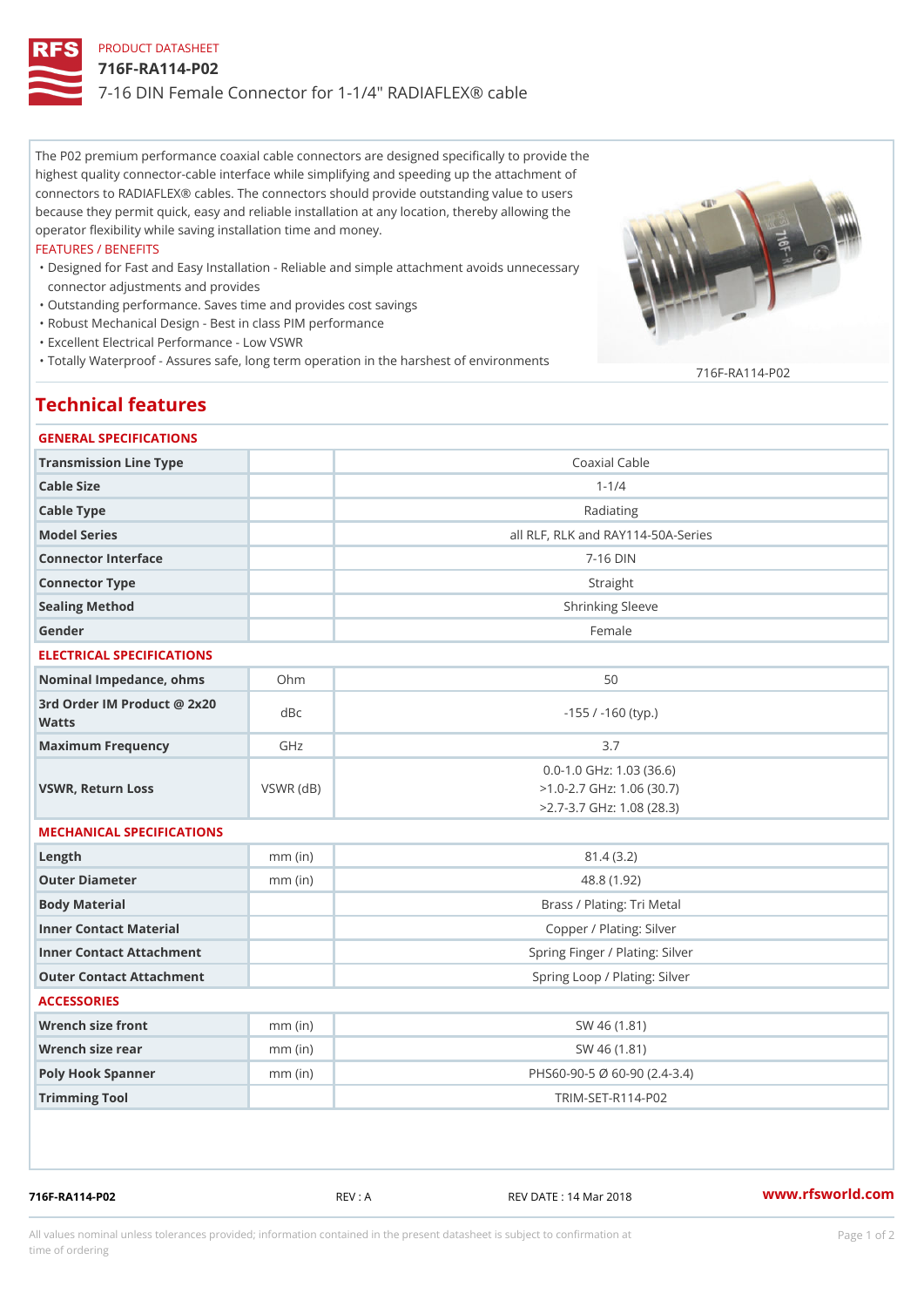PRODUCT DATASHEET

# 716F-RA114-P02

7-16 DIN Female Connector for 1-1/4" RADIAFLEX® cable

The P02 premium performance coaxial cable connectors are designed specifically to provide the highest quality connector-cable interface while simplifying and speeding up the attachment of connectors to RADIAFLEX® cables. The connectors should provide outstanding value to users because they permit quick, easy and reliable installation at any location, thereby allowing the operator flexibility while saving installation time and money.

FEATURES / BENEFITS

- Designed for Fast and Easy Installation - Reliable and simple attachment avoids unnecessary connector adjustments and provides
- Outstanding performance. Saves time and provides cost savings
- Robust Mechanical Design - Best in class PIM performance
- Excellent Electrical Performance - Low VSWR
- Totally Waterproof - Assures safe, long term operation in the harshest of environments

716F-RA114-P02

## Technical features

### GENERAL SPECIFICATIONS

| | | |
|---|---|---|
| Transmission Line Type | | Coaxial Cable |
| Cable Size | | 1-1/4 |
| Cable Type | | Radiating |
| Model Series | | all RLF, RLK and RAY114-50A-Series |
| Connector Interface | | 7-16 DIN |
| Connector Type | | Straight |
| Sealing Method | | Shrinking Sleeve |
| Gender | | Female |

### ELECTRICAL SPECIFICATIONS

| | | |
|---|---|---|
| Nominal Impedance, ohms | Ohm | 50 |
| 3rd Order IM Product @ 2x20 Watts | dBc | -155 / -160 (typ.) |
| Maximum Frequency | GHz | 3.7 |
| VSWR, Return Loss | VSWR (dB) | 0.0-1.0 GHz: 1.03 (36.6)<br>>1.0-2.7 GHz: 1.06 (30.7)<br>>2.7-3.7 GHz: 1.08 (28.3) |

### MECHANICAL SPECIFICATIONS

| | | |
|---|---|---|
| Length | mm (in) | 81.4 (3.2) |
| Outer Diameter | mm (in) | 48.8 (1.92) |
| Body Material | | Brass / Plating: Tri Metal |
| Inner Contact Material | | Copper / Plating: Silver |
| Inner Contact Attachment | | Spring Finger / Plating: Silver |
| Outer Contact Attachment | | Spring Loop / Plating: Silver |

### ACCESSORIES

| | | |
|---|---|---|
| Wrench size front | mm (in) | SW 46 (1.81) |
| Wrench size rear | mm (in) | SW 46 (1.81) |
| Poly Hook Spanner | mm (in) | PHS60-90-5 Ø 60-90 (2.4-3.4) |
| Trimming Tool | | TRIM-SET-R114-P02 |

716F-RA114-P02 REV : A REV DATE : 14 Mar 2018 www.rfsworld.com

All values nominal unless tolerances provided; information contained in the present datasheet is subject to confirmation at time of ordering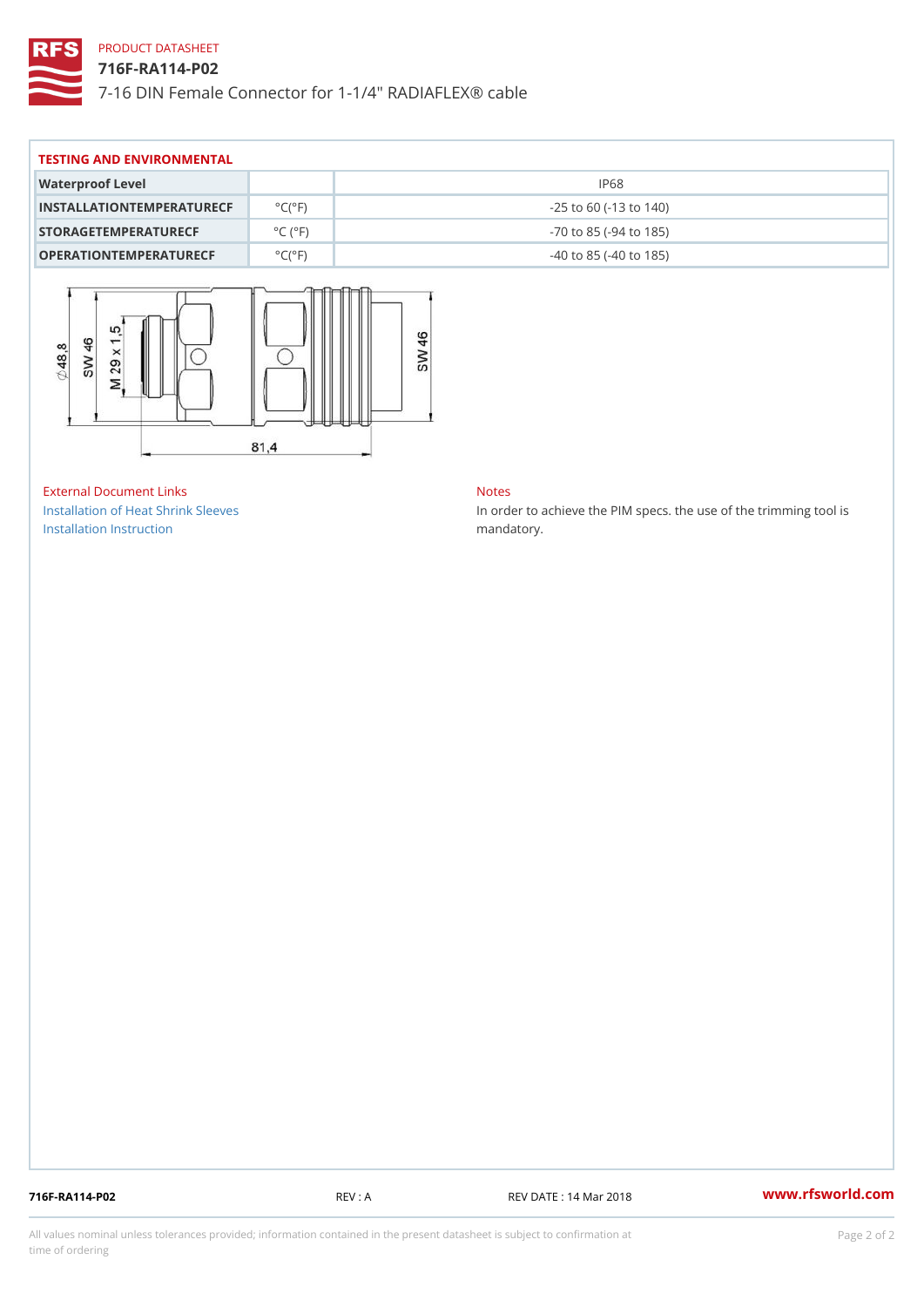PRODUCT DATASHEET

# 716F-RA114-P02

7-16 DIN Female Connector for 1-1/4" RADIAFLEX® cable

## TESTING AND ENVIRONMENTAL

| | | |
|---|---|---|
| Waterproof Level | | IP68 |
| INSTALLATIONTEMPERATURECF | °C(°F) | -25 to 60 (-13 to 140) |
| STORAGETEMPERATURECF | °C (°F) | -70 to 85 (-94 to 185) |
| OPERATIONTEMPERATURECF | °C(°F) | -40 to 85 (-40 to 185) |

Ø 48,8
SW 46
M 29 x 1,5
SW 46
81,4

### External Document Links

Installation of Heat Shrink Sleeves
Installation Instruction

### Notes

In order to achieve the PIM specs. the use of the trimming tool is mandatory.

716F-RA114-P02 REV : A REV DATE : 14 Mar 2018 www.rfsworld.com

All values nominal unless tolerances provided; information contained in the present datasheet is subject to confirmation at time of ordering